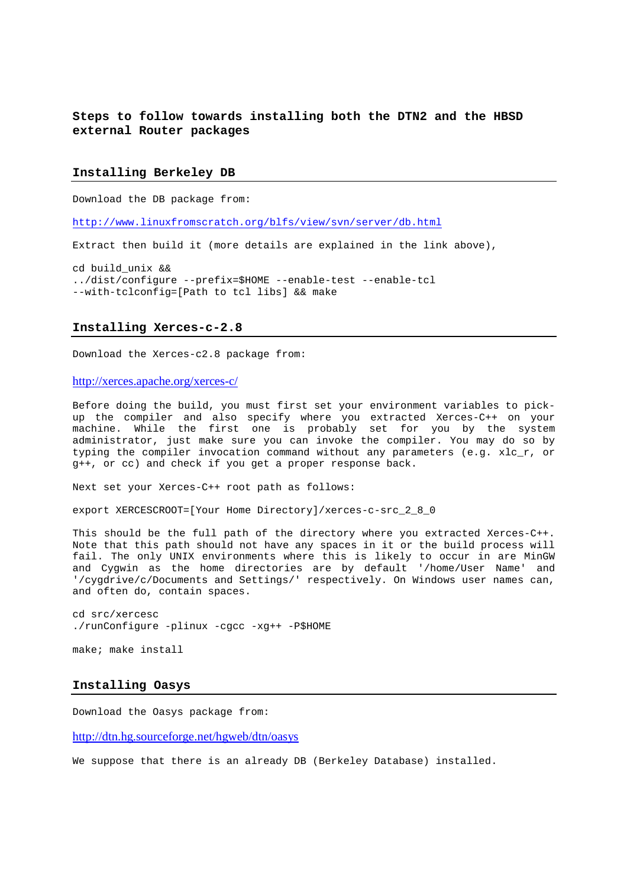# Steps to follow towards installing both the DTN2 and the HBSD external Router packages

## Installing Berkeley DB

Download the DB package from:

http://www.linuxfromscratch.org/blfs/view/svn/server/db.html

Extract then build it (more details are explained in the link above),

```
cd build_unix &&
../dist/configure --prefix=$HOME --enable-test --enable-tcl
--with-tclconfig=[Path to tcl libs] && make
```

## Installing Xerces-c-2.8

Download the Xerces-c2.8 package from:

http://xerces.apache.org/xerces-c/

Before doing the build, you must first set your environment variables to pick-up the compiler and also specify where you extracted Xerces-C++ on your machine. While the first one is probably set for you by the system administrator, just make sure you can invoke the compiler. You may do so by typing the compiler invocation command without any parameters (e.g. xlc_r, or g++, or cc) and check if you get a proper response back.

Next set your Xerces-C++ root path as follows:

```
export XERCESCROOT=[Your Home Directory]/xerces-c-src_2_8_0
```

This should be the full path of the directory where you extracted Xerces-C++. Note that this path should not have any spaces in it or the build process will fail. The only UNIX environments where this is likely to occur in are MinGW and Cygwin as the home directories are by default '/home/User Name' and '/cygdrive/c/Documents and Settings/' respectively. On Windows user names can, and often do, contain spaces.

```
cd src/xercesc
./runConfigure -plinux -cgcc -xg++ -P$HOME
```

```
make; make install
```

## Installing Oasys

Download the Oasys package from:

http://dtn.hg.sourceforge.net/hgweb/dtn/oasys

We suppose that there is an already DB (Berkeley Database) installed.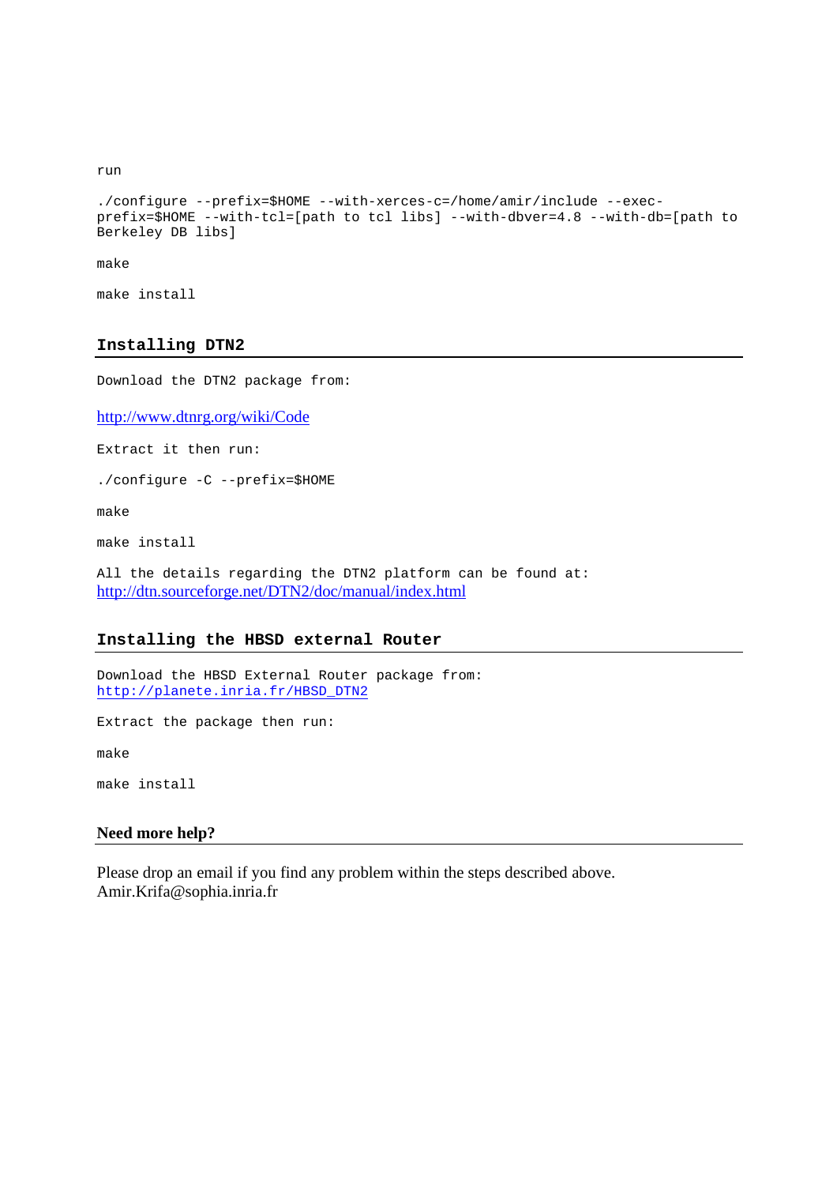run

```
./configure --prefix=$HOME --with-xerces-c=/home/amir/include --exec-prefix=$HOME --with-tcl=[path to tcl libs] --with-dbver=4.8 --with-db=[path to Berkeley DB libs]
```

```
make
```

```
make install
```

## Installing DTN2

Download the DTN2 package from:

http://www.dtnrg.org/wiki/Code

Extract it then run:

```
./configure -C --prefix=$HOME
```

```
make
```

```
make install
```

All the details regarding the DTN2 platform can be found at: http://dtn.sourceforge.net/DTN2/doc/manual/index.html

## Installing the HBSD external Router

Download the HBSD External Router package from: http://planete.inria.fr/HBSD_DTN2

Extract the package then run:

```
make
```

```
make install
```

## Need more help?

Please drop an email if you find any problem within the steps described above. Amir.Krifa@sophia.inria.fr